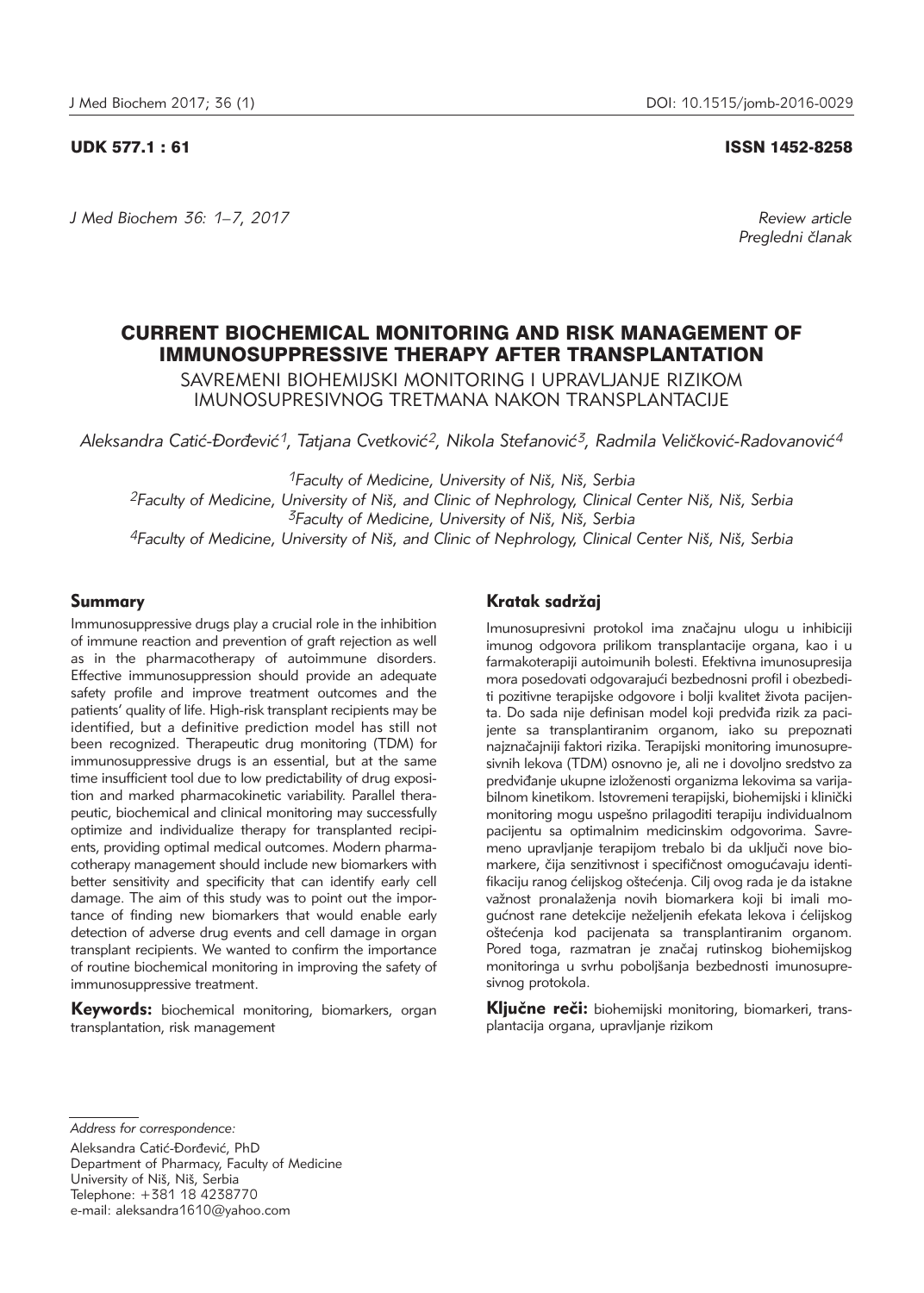UDK 577.1 : 61

ISSN 1452-8258

*J Med Biochem 36: 1–7, 2017*

*Review article*
*Pregledni članak*

# CURRENT BIOCHEMICAL MONITORING AND RISK MANAGEMENT OF IMMUNOSUPPRESSIVE THERAPY AFTER TRANSPLANTATION

SAVREMENI BIOHEMIJSKI MONITORING I UPRAVLJANJE RIZIKOM IMUNOSUPRESIVNOG TRETMANA NAKON TRANSPLANTACIJE

*Aleksandra Catić-Đorđević[1], Tatjana Cvetković[2], Nikola Stefanović[3], Radmila Veličković-Radovanović[4]*

[1]*Faculty of Medicine, University of Niš, Niš, Serbia*
[2]*Faculty of Medicine, University of Niš, and Clinic of Nephrology, Clinical Center Niš, Niš, Serbia*
[3]*Faculty of Medicine, University of Niš, Niš, Serbia*
[4]*Faculty of Medicine, University of Niš, and Clinic of Nephrology, Clinical Center Niš, Niš, Serbia*

## Summary

Immunosuppressive drugs play a crucial role in the inhibition of immune reaction and prevention of graft rejection as well as in the pharmacotherapy of autoimmune disorders. Effective immunosuppression should provide an adequate safety profile and improve treatment outcomes and the patients' quality of life. High-risk transplant recipients may be identified, but a definitive prediction model has still not been recognized. Therapeutic drug monitoring (TDM) for immunosuppressive drugs is an essential, but at the same time insufficient tool due to low predictability of drug exposition and marked pharmacokinetic variability. Parallel therapeutic, biochemical and clinical monitoring may successfully optimize and individualize therapy for transplanted recipients, providing optimal medical outcomes. Modern pharmacotherapy management should include new biomarkers with better sensitivity and specificity that can identify early cell damage. The aim of this study was to point out the importance of finding new biomarkers that would enable early detection of adverse drug events and cell damage in organ transplant recipients. We wanted to confirm the importance of routine biochemical monitoring in improving the safety of immunosuppressive treatment.

**Keywords:** biochemical monitoring, biomarkers, organ transplantation, risk management

## Kratak sadržaj

Imunosupresivni protokol ima značajnu ulogu u inhibiciji imunog odgovora prilikom transplantacije organa, kao i u farmakoterapiji autoimunih bolesti. Efektivna imunosupresija mora posedovati odgovarajući bezbednosni profil i obezbediti pozitivne terapijske odgovore i bolji kvalitet života pacijenta. Do sada nije definisan model koji predviđa rizik za pacijente sa transplantiranim organom, iako su prepoznati najznačajniji faktori rizika. Terapijski monitoring imunosupresivnih lekova (TDM) osnovno je, ali ne i dovoljno sredstvo za predviđanje ukupne izloženosti organizma lekovima sa varijabilnom kinetikom. Istovremeni terapijski, biohemijski i klinički monitoring mogu uspešno prilagoditi terapiju individualnom pacijentu sa optimalnim medicinskim odgovorima. Savremeno upravljanje terapijom trebalo bi da uključi nove biomarkere, čija senzitivnost i specifičnost omogućavaju identifikaciju ranog ćelijskog oštećenja. Cilj ovog rada je da istakne važnost pronalaženja novih biomarkera koji bi imali mogućnost rane detekcije neželjenih efekata lekova i ćelijskog oštećenja kod pacijenata sa transplantiranim organom. Pored toga, razmatran je značaj rutinskog biohemijskog monitoringa u svrhu poboljšanja bezbednosti imunosupresivnog protokola.

**Ključne reči:** biohemijski monitoring, biomarkeri, transplantacija organa, upravljanje rizikom

*Address for correspondence:*

Aleksandra Catić-Đorđević, PhD
Department of Pharmacy, Faculty of Medicine
University of Niš, Niš, Serbia
Telephone: +381 18 4238770
e-mail: aleksandra1610@yahoo.com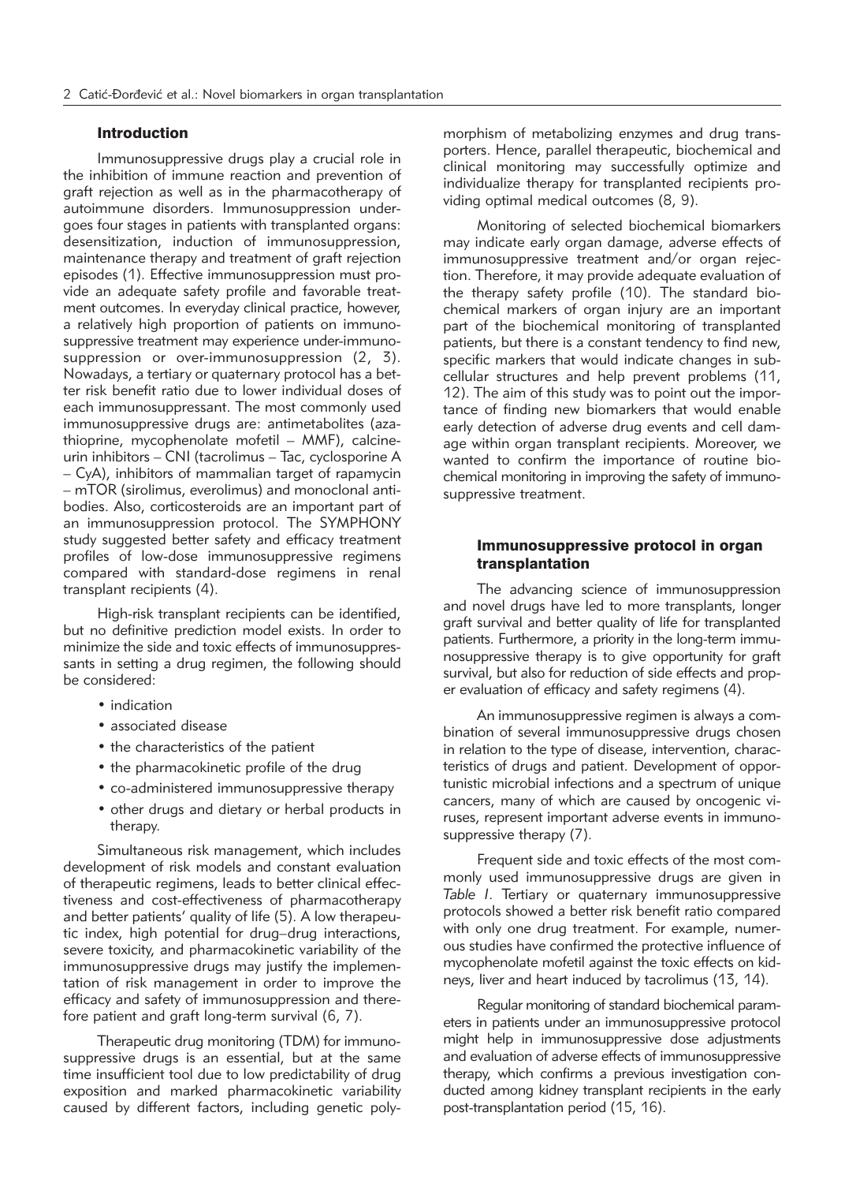## Introduction

Immunosuppressive drugs play a crucial role in the inhibition of immune reaction and prevention of graft rejection as well as in the pharmacotherapy of autoimmune disorders. Immunosuppression undergoes four stages in patients with transplanted organs: desensitization, induction of immunosuppression, maintenance therapy and treatment of graft rejection episodes (1). Effective immunosuppression must provide an adequate safety profile and favorable treatment outcomes. In everyday clinical practice, however, a relatively high proportion of patients on immunosuppressive treatment may experience under-immunosuppression or over-immunosuppression (2, 3). Nowadays, a tertiary or quaternary protocol has a better risk benefit ratio due to lower individual doses of each immunosuppressant. The most commonly used immunosuppressive drugs are: antimetabolites (azathioprine, mycophenolate mofetil – MMF), calcineurin inhibitors – CNI (tacrolimus – Tac, cyclosporine A – CyA), inhibitors of mammalian target of rapamycin – mTOR (sirolimus, everolimus) and monoclonal antibodies. Also, corticosteroids are an important part of an immunosuppression protocol. The SYMPHONY study suggested better safety and efficacy treatment profiles of low-dose immunosuppressive regimens compared with standard-dose regimens in renal transplant recipients (4).

High-risk transplant recipients can be identified, but no definitive prediction model exists. In order to minimize the side and toxic effects of immunosuppressants in setting a drug regimen, the following should be considered:

- indication
- associated disease
- the characteristics of the patient
- the pharmacokinetic profile of the drug
- co-administered immunosuppressive therapy
- other drugs and dietary or herbal products in therapy.

Simultaneous risk management, which includes development of risk models and constant evaluation of therapeutic regimens, leads to better clinical effectiveness and cost-effectiveness of pharmacotherapy and better patients' quality of life (5). A low therapeutic index, high potential for drug–drug interactions, severe toxicity, and pharmacokinetic variability of the immunosuppressive drugs may justify the implementation of risk management in order to improve the efficacy and safety of immunosuppression and therefore patient and graft long-term survival (6, 7).

Therapeutic drug monitoring (TDM) for immunosuppressive drugs is an essential, but at the same time insufficient tool due to low predictability of drug exposition and marked pharmacokinetic variability caused by different factors, including genetic polymorphism of metabolizing enzymes and drug transporters. Hence, parallel therapeutic, biochemical and clinical monitoring may successfully optimize and individualize therapy for transplanted recipients providing optimal medical outcomes (8, 9).

Monitoring of selected biochemical biomarkers may indicate early organ damage, adverse effects of immunosuppressive treatment and/or organ rejection. Therefore, it may provide adequate evaluation of the therapy safety profile (10). The standard biochemical markers of organ injury are an important part of the biochemical monitoring of transplanted patients, but there is a constant tendency to find new, specific markers that would indicate changes in subcellular structures and help prevent problems (11, 12). The aim of this study was to point out the importance of finding new biomarkers that would enable early detection of adverse drug events and cell damage within organ transplant recipients. Moreover, we wanted to confirm the importance of routine biochemical monitoring in improving the safety of immunosuppressive treatment.

## Immunosuppressive protocol in organ transplantation

The advancing science of immunosuppression and novel drugs have led to more transplants, longer graft survival and better quality of life for transplanted patients. Furthermore, a priority in the long-term immunosuppressive therapy is to give opportunity for graft survival, but also for reduction of side effects and proper evaluation of efficacy and safety regimens (4).

An immunosuppressive regimen is always a combination of several immunosuppressive drugs chosen in relation to the type of disease, intervention, characteristics of drugs and patient. Development of opportunistic microbial infections and a spectrum of unique cancers, many of which are caused by oncogenic viruses, represent important adverse events in immunosuppressive therapy (7).

Frequent side and toxic effects of the most commonly used immunosuppressive drugs are given in *Table I*. Tertiary or quaternary immunosuppressive protocols showed a better risk benefit ratio compared with only one drug treatment. For example, numerous studies have confirmed the protective influence of mycophenolate mofetil against the toxic effects on kidneys, liver and heart induced by tacrolimus (13, 14).

Regular monitoring of standard biochemical parameters in patients under an immunosuppressive protocol might help in immunosuppressive dose adjustments and evaluation of adverse effects of immunosuppressive therapy, which confirms a previous investigation conducted among kidney transplant recipients in the early post-transplantation period (15, 16).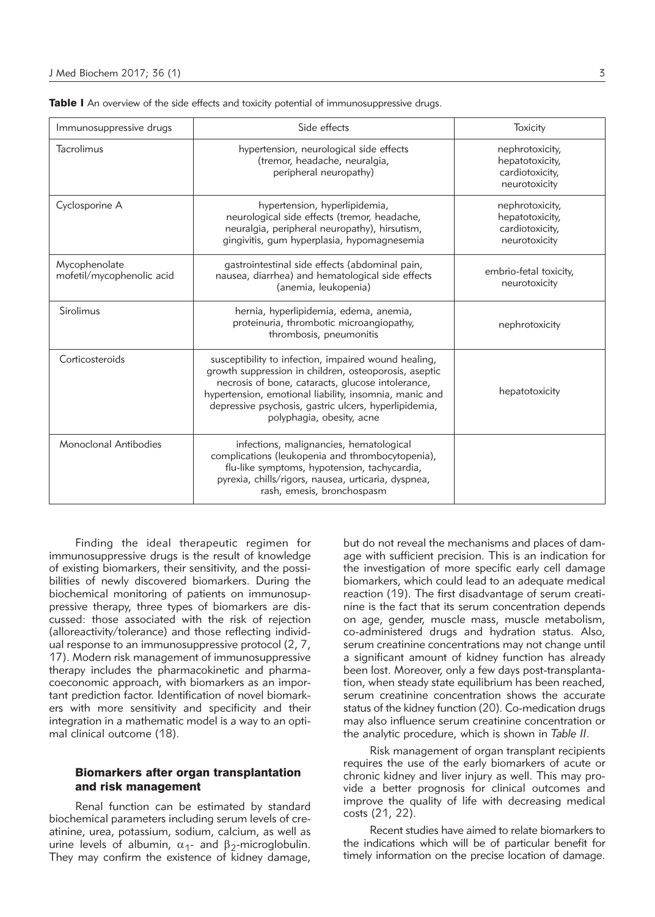**Table I** An overview of the side effects and toxicity potential of immunosuppressive drugs.

| Immunosuppressive drugs | Side effects | Toxicity |
|---|---|---|
| Tacrolimus | hypertension, neurological side effects (tremor, headache, neuralgia, peripheral neuropathy) | nephrotoxicity, hepatotoxicity, cardiotoxicity, neurotoxicity |
| Cyclosporine A | hypertension, hyperlipidemia, neurological side effects (tremor, headache, neuralgia, peripheral neuropathy), hirsutism, gingivitis, gum hyperplasia, hypomagnesemia | nephrotoxicity, hepatotoxicity, cardiotoxicity, neurotoxicity |
| Mycophenolate mofetil/mycophenolic acid | gastrointestinal side effects (abdominal pain, nausea, diarrhea) and hematological side effects (anemia, leukopenia) | embrio-fetal toxicity, neurotoxicity |
| Sirolimus | hernia, hyperlipidemia, edema, anemia, proteinuria, thrombotic microangiopathy, thrombosis, pneumonitis | nephrotoxicity |
| Corticosteroids | susceptibility to infection, impaired wound healing, growth suppression in children, osteoporosis, aseptic necrosis of bone, cataracts, glucose intolerance, hypertension, emotional liability, insomnia, manic and depressive psychosis, gastric ulcers, hyperlipidemia, polyphagia, obesity, acne | hepatotoxicity |
| Monoclonal Antibodies | infections, malignancies, hematological complications (leukopenia and thrombocytopenia), flu-like symptoms, hypotension, tachycardia, pyrexia, chills/rigors, nausea, urticaria, dyspnea, rash, emesis, bronchospasm | |

Finding the ideal therapeutic regimen for immunosuppressive drugs is the result of knowledge of existing biomarkers, their sensitivity, and the possibilities of newly discovered biomarkers. During the biochemical monitoring of patients on immunosuppressive therapy, three types of biomarkers are discussed: those associated with the risk of rejection (alloreactivity/tolerance) and those reflecting individual response to an immunosuppressive protocol (2, 7, 17). Modern risk management of immunosuppressive therapy includes the pharmacokinetic and pharmacoeconomic approach, with biomarkers as an important prediction factor. Identification of novel biomarkers with more sensitivity and specificity and their integration in a mathematic model is a way to an optimal clinical outcome (18).

## Biomarkers after organ transplantation and risk management

Renal function can be estimated by standard biochemical parameters including serum levels of creatinine, urea, potassium, sodium, calcium, as well as urine levels of albumin, $\alpha_1$- and $\beta_2$-microglobulin. They may confirm the existence of kidney damage, but do not reveal the mechanisms and places of damage with sufficient precision. This is an indication for the investigation of more specific early cell damage biomarkers, which could lead to an adequate medical reaction (19). The first disadvantage of serum creatinine is the fact that its serum concentration depends on age, gender, muscle mass, muscle metabolism, co-administered drugs and hydration status. Also, serum creatinine concentrations may not change until a significant amount of kidney function has already been lost. Moreover, only a few days post-transplantation, when steady state equilibrium has been reached, serum creatinine concentration shows the accurate status of the kidney function (20). Co-medication drugs may also influence serum creatinine concentration or the analytic procedure, which is shown in *Table II*.

Risk management of organ transplant recipients requires the use of the early biomarkers of acute or chronic kidney and liver injury as well. This may provide a better prognosis for clinical outcomes and improve the quality of life with decreasing medical costs (21, 22).

Recent studies have aimed to relate biomarkers to the indications which will be of particular benefit for timely information on the precise location of damage.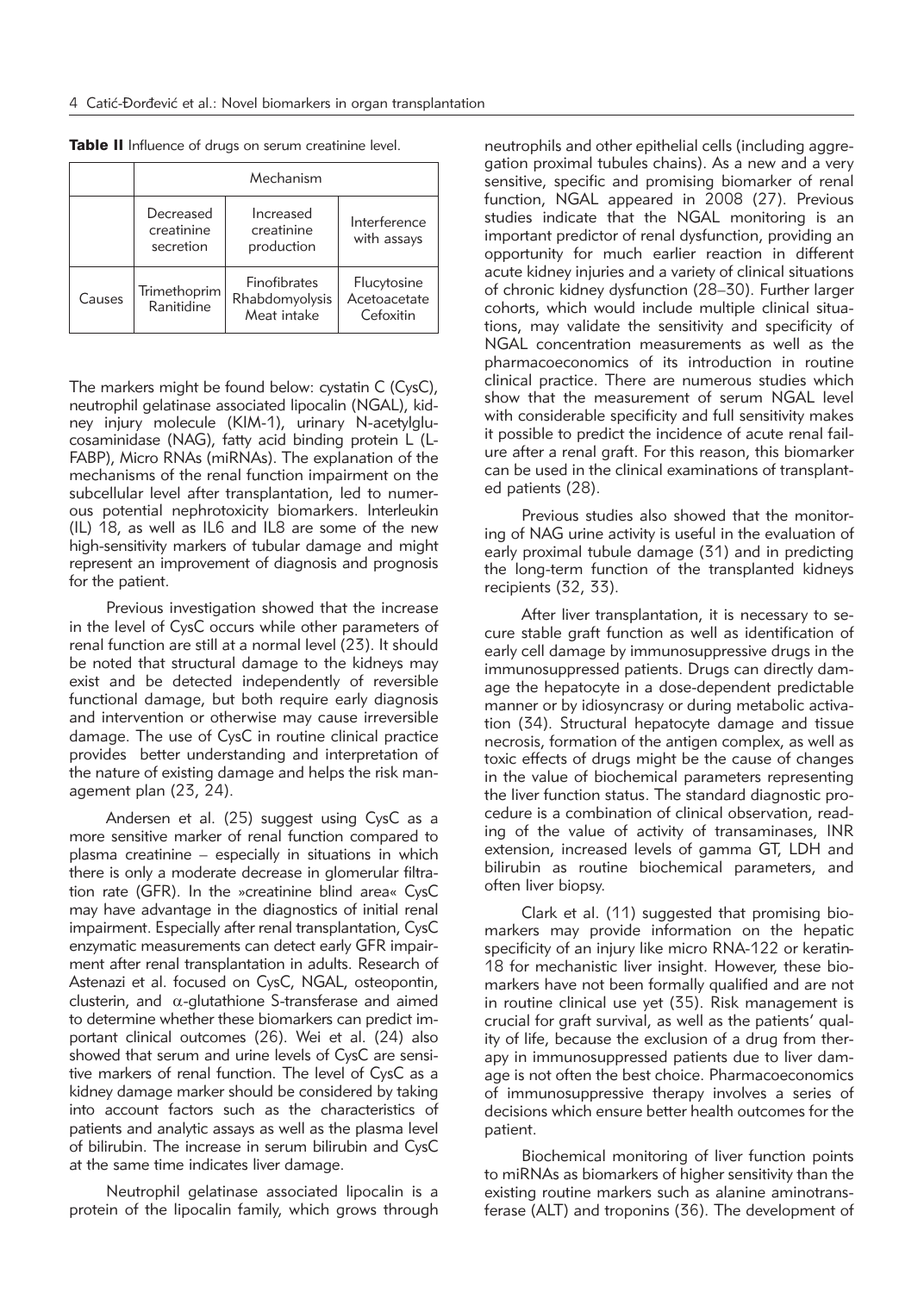**Table II** Influence of drugs on serum creatinine level.

| | Mechanism | | |
|---|---|---|---|
| | Decreased creatinine secretion | Increased creatinine production | Interference with assays |
| Causes | Trimethoprim Ranitidine | Finofibrates Rhabdomyolysis Meat intake | Flucytosine Acetoacetate Cefoxitin |

The markers might be found below: cystatin C (CysC), neutrophil gelatinase associated lipocalin (NGAL), kidney injury molecule (KIM-1), urinary N-acetylglucosaminidase (NAG), fatty acid binding protein L (L-FABP), Micro RNAs (miRNAs). The explanation of the mechanisms of the renal function impairment on the subcellular level after transplantation, led to numerous potential nephrotoxicity biomarkers. Interleukin (IL) 18, as well as IL6 and IL8 are some of the new high-sensitivity markers of tubular damage and might represent an improvement of diagnosis and prognosis for the patient.

Previous investigation showed that the increase in the level of CysC occurs while other parameters of renal function are still at a normal level (23). It should be noted that structural damage to the kidneys may exist and be detected independently of reversible functional damage, but both require early diagnosis and intervention or otherwise may cause irreversible damage. The use of CysC in routine clinical practice provides better understanding and interpretation of the nature of existing damage and helps the risk management plan (23, 24).

Andersen et al. (25) suggest using CysC as a more sensitive marker of renal function compared to plasma creatinine – especially in situations in which there is only a moderate decrease in glomerular filtration rate (GFR). In the »creatinine blind area« CysC may have advantage in the diagnostics of initial renal impairment. Especially after renal transplantation, CysC enzymatic measurements can detect early GFR impairment after renal transplantation in adults. Research of Astenazi et al. focused on CysC, NGAL, osteopontin, clusterin, and $\alpha$-glutathione S-transferase and aimed to determine whether these biomarkers can predict important clinical outcomes (26). Wei et al. (24) also showed that serum and urine levels of CysC are sensitive markers of renal function. The level of CysC as a kidney damage marker should be considered by taking into account factors such as the characteristics of patients and analytic assays as well as the plasma level of bilirubin. The increase in serum bilirubin and CysC at the same time indicates liver damage.

Neutrophil gelatinase associated lipocalin is a protein of the lipocalin family, which grows through neutrophils and other epithelial cells (including aggregation proximal tubules chains). As a new and a very sensitive, specific and promising biomarker of renal function, NGAL appeared in 2008 (27). Previous studies indicate that the NGAL monitoring is an important predictor of renal dysfunction, providing an opportunity for much earlier reaction in different acute kidney injuries and a variety of clinical situations of chronic kidney dysfunction (28–30). Further larger cohorts, which would include multiple clinical situations, may validate the sensitivity and specificity of NGAL concentration measurements as well as the pharmacoeconomics of its introduction in routine clinical practice. There are numerous studies which show that the measurement of serum NGAL level with considerable specificity and full sensitivity makes it possible to predict the incidence of acute renal failure after a renal graft. For this reason, this biomarker can be used in the clinical examinations of transplanted patients (28).

Previous studies also showed that the monitoring of NAG urine activity is useful in the evaluation of early proximal tubule damage (31) and in predicting the long-term function of the transplanted kidneys recipients (32, 33).

After liver transplantation, it is necessary to secure stable graft function as well as identification of early cell damage by immunosuppressive drugs in the immunosuppressed patients. Drugs can directly damage the hepatocyte in a dose-dependent predictable manner or by idiosyncrasy or during metabolic activation (34). Structural hepatocyte damage and tissue necrosis, formation of the antigen complex, as well as toxic effects of drugs might be the cause of changes in the value of biochemical parameters representing the liver function status. The standard diagnostic procedure is a combination of clinical observation, reading of the value of activity of transaminases, INR extension, increased levels of gamma GT, LDH and bilirubin as routine biochemical parameters, and often liver biopsy.

Clark et al. (11) suggested that promising biomarkers may provide information on the hepatic specificity of an injury like micro RNA-122 or keratin-18 for mechanistic liver insight. However, these biomarkers have not been formally qualified and are not in routine clinical use yet (35). Risk management is crucial for graft survival, as well as the patients' quality of life, because the exclusion of a drug from therapy in immunosuppressed patients due to liver damage is not often the best choice. Pharmacoeconomics of immunosuppressive therapy involves a series of decisions which ensure better health outcomes for the patient.

Biochemical monitoring of liver function points to miRNAs as biomarkers of higher sensitivity than the existing routine markers such as alanine aminotransferase (ALT) and troponins (36). The development of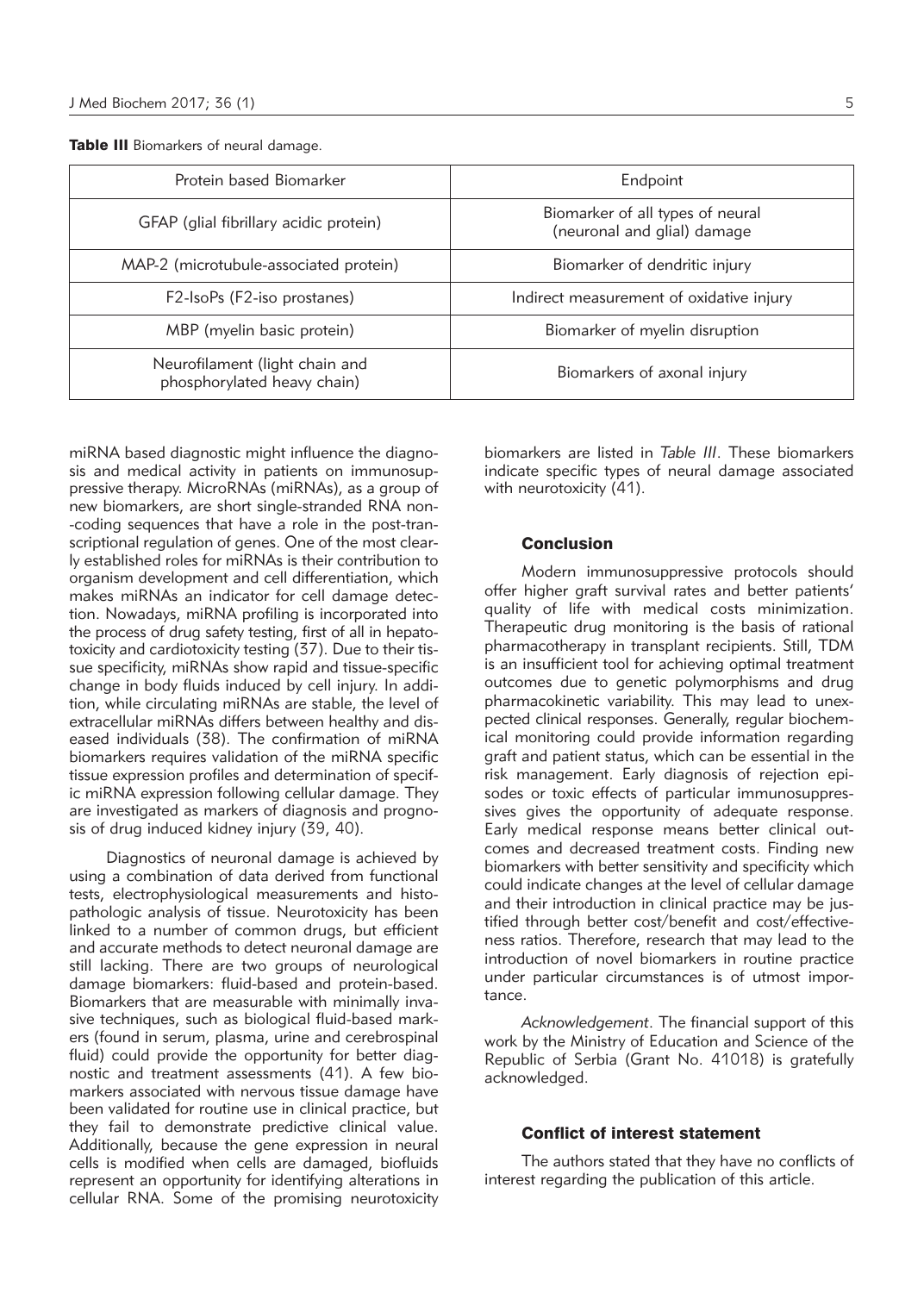**Table III** Biomarkers of neural damage.

| Protein based Biomarker | Endpoint |
|---|---|
| GFAP (glial fibrillary acidic protein) | Biomarker of all types of neural (neuronal and glial) damage |
| MAP-2 (microtubule-associated protein) | Biomarker of dendritic injury |
| F2-IsoPs (F2-iso prostanes) | Indirect measurement of oxidative injury |
| MBP (myelin basic protein) | Biomarker of myelin disruption |
| Neurofilament (light chain and phosphorylated heavy chain) | Biomarkers of axonal injury |

miRNA based diagnostic might influence the diagnosis and medical activity in patients on immunosuppressive therapy. MicroRNAs (miRNAs), as a group of new biomarkers, are short single-stranded RNA non-coding sequences that have a role in the post-transcriptional regulation of genes. One of the most clearly established roles for miRNAs is their contribution to organism development and cell differentiation, which makes miRNAs an indicator for cell damage detection. Nowadays, miRNA profiling is incorporated into the process of drug safety testing, first of all in hepatotoxicity and cardiotoxicity testing (37). Due to their tissue specificity, miRNAs show rapid and tissue-specific change in body fluids induced by cell injury. In addition, while circulating miRNAs are stable, the level of extracellular miRNAs differs between healthy and diseased individuals (38). The confirmation of miRNA biomarkers requires validation of the miRNA specific tissue expression profiles and determination of specific miRNA expression following cellular damage. They are investigated as markers of diagnosis and prognosis of drug induced kidney injury (39, 40).

Diagnostics of neuronal damage is achieved by using a combination of data derived from functional tests, electrophysiological measurements and histopathologic analysis of tissue. Neurotoxicity has been linked to a number of common drugs, but efficient and accurate methods to detect neuronal damage are still lacking. There are two groups of neurological damage biomarkers: fluid-based and protein-based. Biomarkers that are measurable with minimally invasive techniques, such as biological fluid-based markers (found in serum, plasma, urine and cerebrospinal fluid) could provide the opportunity for better diagnostic and treatment assessments (41). A few biomarkers associated with nervous tissue damage have been validated for routine use in clinical practice, but they fail to demonstrate predictive clinical value. Additionally, because the gene expression in neural cells is modified when cells are damaged, biofluids represent an opportunity for identifying alterations in cellular RNA. Some of the promising neurotoxicity biomarkers are listed in *Table III*. These biomarkers indicate specific types of neural damage associated with neurotoxicity (41).

## Conclusion

Modern immunosuppressive protocols should offer higher graft survival rates and better patients' quality of life with medical costs minimization. Therapeutic drug monitoring is the basis of rational pharmacotherapy in transplant recipients. Still, TDM is an insufficient tool for achieving optimal treatment outcomes due to genetic polymorphisms and drug pharmacokinetic variability. This may lead to unexpected clinical responses. Generally, regular biochemical monitoring could provide information regarding graft and patient status, which can be essential in the risk management. Early diagnosis of rejection episodes or toxic effects of particular immunosuppressives gives the opportunity of adequate response. Early medical response means better clinical outcomes and decreased treatment costs. Finding new biomarkers with better sensitivity and specificity which could indicate changes at the level of cellular damage and their introduction in clinical practice may be justified through better cost/benefit and cost/effectiveness ratios. Therefore, research that may lead to the introduction of novel biomarkers in routine practice under particular circumstances is of utmost importance.

*Acknowledgement*. The financial support of this work by the Ministry of Education and Science of the Republic of Serbia (Grant No. 41018) is gratefully acknowledged.

## Conflict of interest statement

The authors stated that they have no conflicts of interest regarding the publication of this article.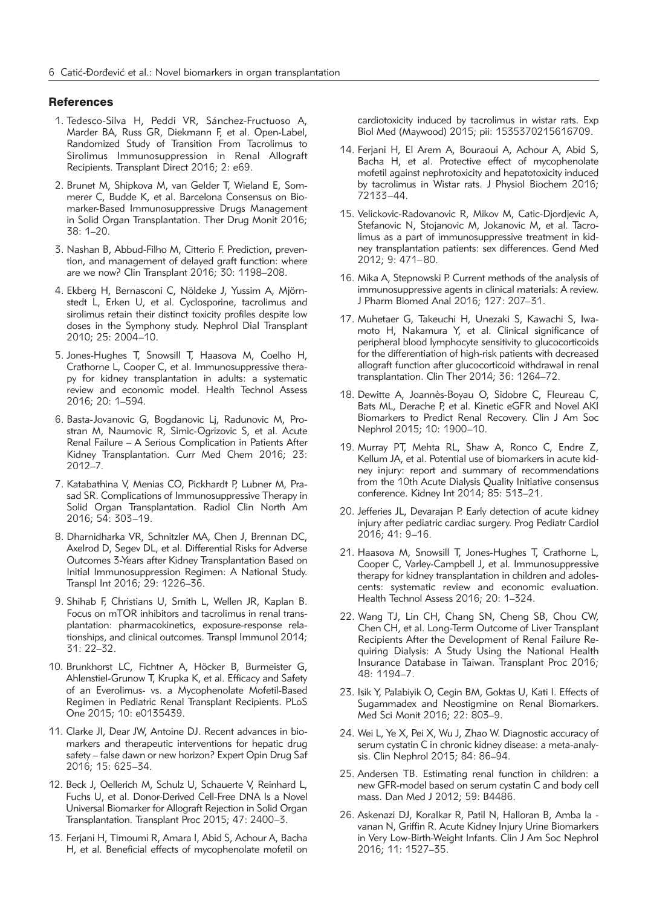## References

1. Tedesco-Silva H, Peddi VR, Sánchez-Fructuoso A, Marder BA, Russ GR, Diekmann F, et al. Open-Label, Randomized Study of Transition From Tacrolimus to Sirolimus Immunosuppression in Renal Allograft Recipients. Transplant Direct 2016; 2: e69.
2. Brunet M, Shipkova M, van Gelder T, Wieland E, Sommerer C, Budde K, et al. Barcelona Consensus on Biomarker-Based Immunosuppressive Drugs Management in Solid Organ Transplantation. Ther Drug Monit 2016; 38: 1–20.
3. Nashan B, Abbud-Filho M, Citterio F. Prediction, prevention, and management of delayed graft function: where are we now? Clin Transplant 2016; 30: 1198–208.
4. Ekberg H, Bernasconi C, Nöldeke J, Yussim A, Mjörnstedt L, Erken U, et al. Cyclosporine, tacrolimus and sirolimus retain their distinct toxicity profiles despite low doses in the Symphony study. Nephrol Dial Transplant 2010; 25: 2004–10.
5. Jones-Hughes T, Snowsill T, Haasova M, Coelho H, Crathorne L, Cooper C, et al. Immunosuppressive therapy for kidney transplantation in adults: a systematic review and economic model. Health Technol Assess 2016; 20: 1–594.
6. Basta-Jovanovic G, Bogdanovic Lj, Radunovic M, Prostran M, Naumovic R, Simic-Ogrizovic S, et al. Acute Renal Failure – A Serious Complication in Patients After Kidney Transplantation. Curr Med Chem 2016; 23: 2012–7.
7. Katabathina V, Menias CO, Pickhardt P, Lubner M, Prasad SR. Complications of Immunosuppressive Therapy in Solid Organ Transplantation. Radiol Clin North Am 2016; 54: 303–19.
8. Dharnidharka VR, Schnitzler MA, Chen J, Brennan DC, Axelrod D, Segev DL, et al. Differential Risks for Adverse Outcomes 3-Years after Kidney Transplantation Based on Initial Immunosuppression Regimen: A National Study. Transpl Int 2016; 29: 1226–36.
9. Shihab F, Christians U, Smith L, Wellen JR, Kaplan B. Focus on mTOR inhibitors and tacrolimus in renal transplantation: pharmacokinetics, exposure-response relationships, and clinical outcomes. Transpl Immunol 2014; 31: 22–32.
10. Brunkhorst LC, Fichtner A, Höcker B, Burmeister G, Ahlenstiel-Grunow T, Krupka K, et al. Efficacy and Safety of an Everolimus- vs. a Mycophenolate Mofetil-Based Regimen in Pediatric Renal Transplant Recipients. PLoS One 2015; 10: e0135439.
11. Clarke JI, Dear JW, Antoine DJ. Recent advances in biomarkers and therapeutic interventions for hepatic drug safety – false dawn or new horizon? Expert Opin Drug Saf 2016; 15: 625–34.
12. Beck J, Oellerich M, Schulz U, Schauerte V, Reinhard L, Fuchs U, et al. Donor-Derived Cell-Free DNA Is a Novel Universal Biomarker for Allograft Rejection in Solid Organ Transplantation. Transplant Proc 2015; 47: 2400–3.
13. Ferjani H, Timoumi R, Amara I, Abid S, Achour A, Bacha H, et al. Beneficial effects of mycophenolate mofetil on cardiotoxicity induced by tacrolimus in wistar rats. Exp Biol Med (Maywood) 2015; pii: 1535370215616709.
14. Ferjani H, El Arem A, Bouraoui A, Achour A, Abid S, Bacha H, et al. Protective effect of mycophenolate mofetil against nephrotoxicity and hepatotoxicity induced by tacrolimus in Wistar rats. J Physiol Biochem 2016; 72133–44.
15. Velickovic-Radovanovic R, Mikov M, Catic-Djordjevic A, Stefanovic N, Stojanovic M, Jokanovic M, et al. Tacrolimus as a part of immunosuppressive treatment in kidney transplantation patients: sex differences. Gend Med 2012; 9: 471–80.
16. Mika A, Stepnowski P. Current methods of the analysis of immunosuppressive agents in clinical materials: A review. J Pharm Biomed Anal 2016; 127: 207–31.
17. Muhetaer G, Takeuchi H, Unezaki S, Kawachi S, Iwamoto H, Nakamura Y, et al. Clinical significance of peripheral blood lymphocyte sensitivity to glucocorticoids for the differentiation of high-risk patients with decreased allograft function after glucocorticoid withdrawal in renal transplantation. Clin Ther 2014; 36: 1264–72.
18. Dewitte A, Joannès-Boyau O, Sidobre C, Fleureau C, Bats ML, Derache P, et al. Kinetic eGFR and Novel AKI Biomarkers to Predict Renal Recovery. Clin J Am Soc Nephrol 2015; 10: 1900–10.
19. Murray PT, Mehta RL, Shaw A, Ronco C, Endre Z, Kellum JA, et al. Potential use of biomarkers in acute kidney injury: report and summary of recommendations from the 10th Acute Dialysis Quality Initiative consensus conference. Kidney Int 2014; 85: 513–21.
20. Jefferies JL, Devarajan P. Early detection of acute kidney injury after pediatric cardiac surgery. Prog Pediatr Cardiol 2016; 41: 9–16.
21. Haasova M, Snowsill T, Jones-Hughes T, Crathorne L, Cooper C, Varley-Campbell J, et al. Immunosuppressive therapy for kidney transplantation in children and adolescents: systematic review and economic evaluation. Health Technol Assess 2016; 20: 1–324.
22. Wang TJ, Lin CH, Chang SN, Cheng SB, Chou CW, Chen CH, et al. Long-Term Outcome of Liver Transplant Recipients After the Development of Renal Failure Requiring Dialysis: A Study Using the National Health Insurance Database in Taiwan. Transplant Proc 2016; 48: 1194–7.
23. Isik Y, Palabiyik O, Cegin BM, Goktas U, Kati I. Effects of Sugammadex and Neostigmine on Renal Biomarkers. Med Sci Monit 2016; 22: 803–9.
24. Wei L, Ye X, Pei X, Wu J, Zhao W. Diagnostic accuracy of serum cystatin C in chronic kidney disease: a meta-analysis. Clin Nephrol 2015; 84: 86–94.
25. Andersen TB. Estimating renal function in children: a new GFR-model based on serum cystatin C and body cell mass. Dan Med J 2012; 59: B4486.
26. Askenazi DJ, Koralkar R, Patil N, Halloran B, Ambalavanan N, Griffin R. Acute Kidney Injury Urine Biomarkers in Very Low-Birth-Weight Infants. Clin J Am Soc Nephrol 2016; 11: 1527–35.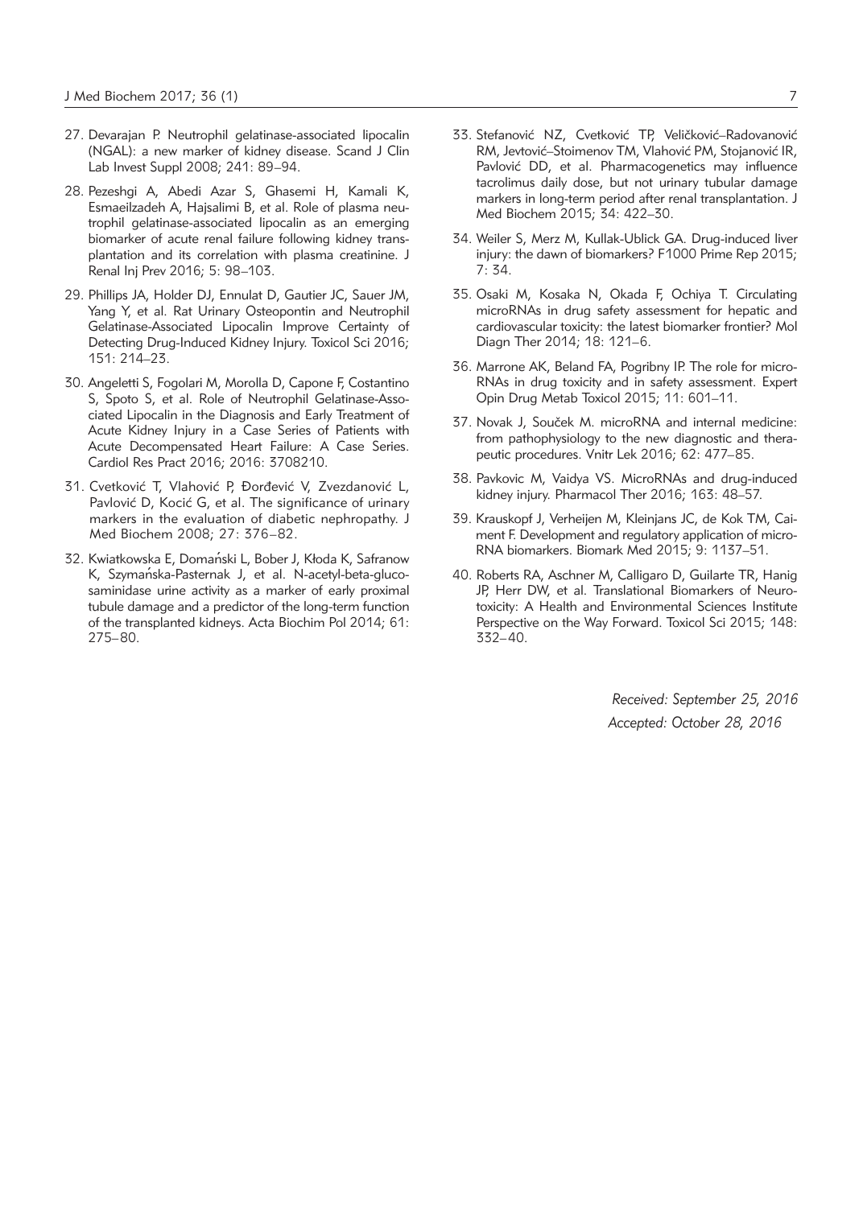27. Devarajan P. Neutrophil gelatinase-associated lipocalin (NGAL): a new marker of kidney disease. Scand J Clin Lab Invest Suppl 2008; 241: 89–94.

28. Pezeshgi A, Abedi Azar S, Ghasemi H, Kamali K, Esmaeilzadeh A, Hajsalimi B, et al. Role of plasma neutrophil gelatinase-associated lipocalin as an emerging biomarker of acute renal failure following kidney transplantation and its correlation with plasma creatinine. J Renal Inj Prev 2016; 5: 98–103.

29. Phillips JA, Holder DJ, Ennulat D, Gautier JC, Sauer JM, Yang Y, et al. Rat Urinary Osteopontin and Neutrophil Gelatinase-Associated Lipocalin Improve Certainty of Detecting Drug-Induced Kidney Injury. Toxicol Sci 2016; 151: 214–23.

30. Angeletti S, Fogolari M, Morolla D, Capone F, Costantino S, Spoto S, et al. Role of Neutrophil Gelatinase-Associated Lipocalin in the Diagnosis and Early Treatment of Acute Kidney Injury in a Case Series of Patients with Acute Decompensated Heart Failure: A Case Series. Cardiol Res Pract 2016; 2016: 3708210.

31. Cvetković T, Vlahović P, Đorđević V, Zvezdanović L, Pavlović D, Kocić G, et al. The significance of urinary markers in the evaluation of diabetic nephropathy. J Med Biochem 2008; 27: 376–82.

32. Kwiatkowska E, Domański L, Bober J, Kłoda K, Safranow K, Szymańska-Pasternak J, et al. N-acetyl-beta-glucosaminidase urine activity as a marker of early proximal tubule damage and a predictor of the long-term function of the transplanted kidneys. Acta Biochim Pol 2014; 61: 275–80.

33. Stefanović NZ, Cvetković TP, Veličković–Radovanović RM, Jevtović–Stoimenov TM, Vlahović PM, Stojanović IR, Pavlović DD, et al. Pharmacogenetics may influence tacrolimus daily dose, but not urinary tubular damage markers in long-term period after renal transplantation. J Med Biochem 2015; 34: 422–30.

34. Weiler S, Merz M, Kullak-Ublick GA. Drug-induced liver injury: the dawn of biomarkers? F1000 Prime Rep 2015; 7: 34.

35. Osaki M, Kosaka N, Okada F, Ochiya T. Circulating microRNAs in drug safety assessment for hepatic and cardiovascular toxicity: the latest biomarker frontier? Mol Diagn Ther 2014; 18: 121–6.

36. Marrone AK, Beland FA, Pogribny IP. The role for microRNAs in drug toxicity and in safety assessment. Expert Opin Drug Metab Toxicol 2015; 11: 601–11.

37. Novak J, Souček M. microRNA and internal medicine: from pathophysiology to the new diagnostic and therapeutic procedures. Vnitr Lek 2016; 62: 477–85.

38. Pavkovic M, Vaidya VS. MicroRNAs and drug-induced kidney injury. Pharmacol Ther 2016; 163: 48–57.

39. Krauskopf J, Verheijen M, Kleinjans JC, de Kok TM, Caiment F. Development and regulatory application of microRNA biomarkers. Biomark Med 2015; 9: 1137–51.

40. Roberts RA, Aschner M, Calligaro D, Guilarte TR, Hanig JP, Herr DW, et al. Translational Biomarkers of Neurotoxicity: A Health and Environmental Sciences Institute Perspective on the Way Forward. Toxicol Sci 2015; 148: 332–40.

*Received: September 25, 2016*
*Accepted: October 28, 2016*